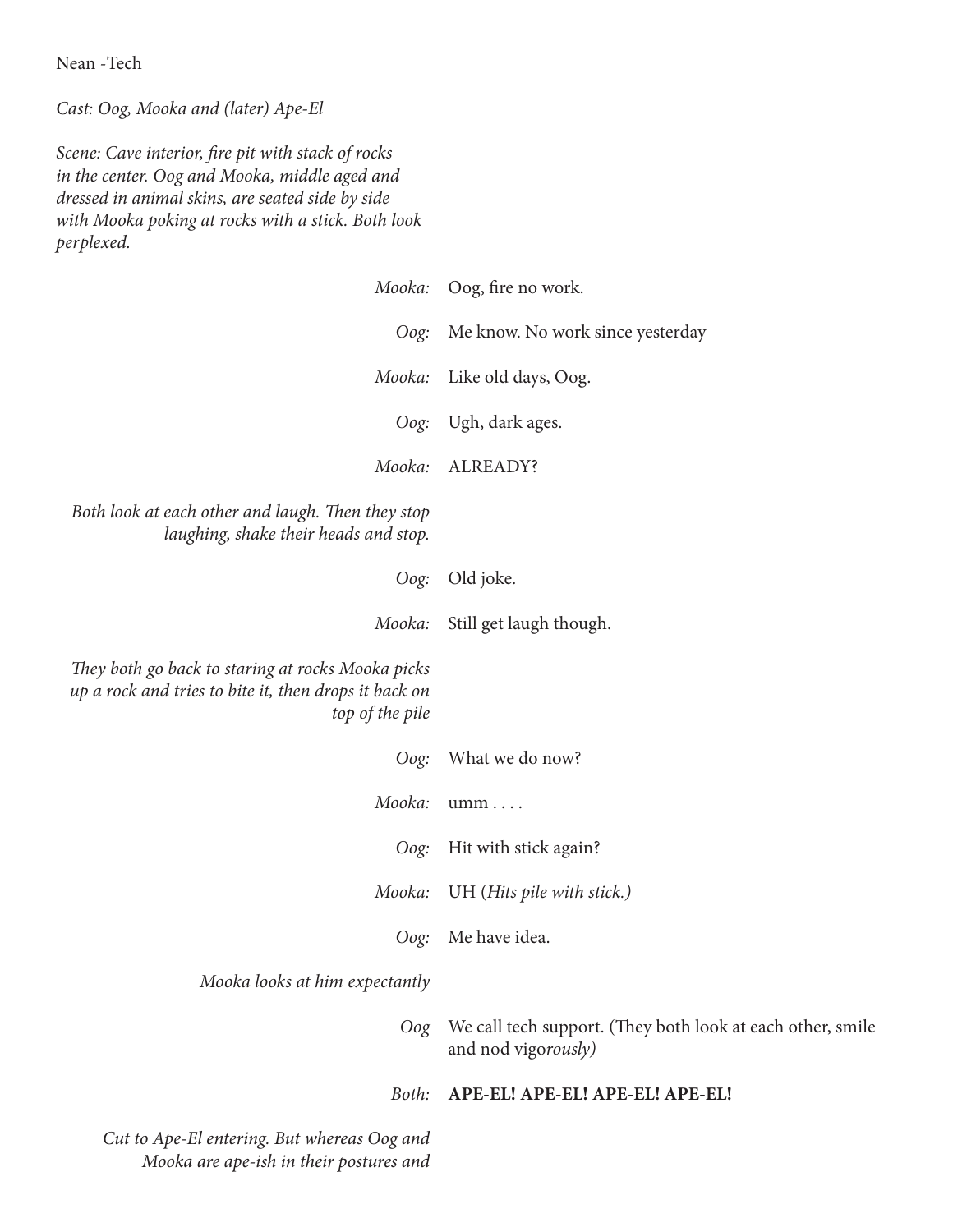Nean -Tech

*Cast: Oog, Mooka and (later) Ape-El*

*Scene: Cave interior, fire pit with stack of rocks in the center. Oog and Mooka, middle aged and dressed in animal skins, are seated side by side with Mooka poking at rocks with a stick. Both look perplexed.*

*Mooka:* Oog, fire no work.

*Oog:* Me know. No work since yesterday

*Mooka:* Like old days, Oog.

*Oog:* Ugh, dark ages.

*Mooka:* ALREADY?

*Both look at each other and laugh. Then they stop laughing, shake their heads and stop.*

*Oog:* Old joke.

*Mooka:* Still get laugh though.

*They both go back to staring at rocks Mooka picks up a rock and tries to bite it, then drops it back on top of the pile*

*Oog:* What we do now?

*Mooka:* umm . . . .

*Oog:* Hit with stick again?

*Mooka:* UH (*Hits pile with stick.)*

*Oog:* Me have idea.

*Mooka looks at him expectantly*

*Oog* We call tech support. (They both look at each other, smile and nod vigo*rously)*

*Both:* **APE-EL! APE-EL! APE-EL! APE-EL!**

*Cut to Ape-El entering. But whereas Oog and Mooka are ape-ish in their postures and*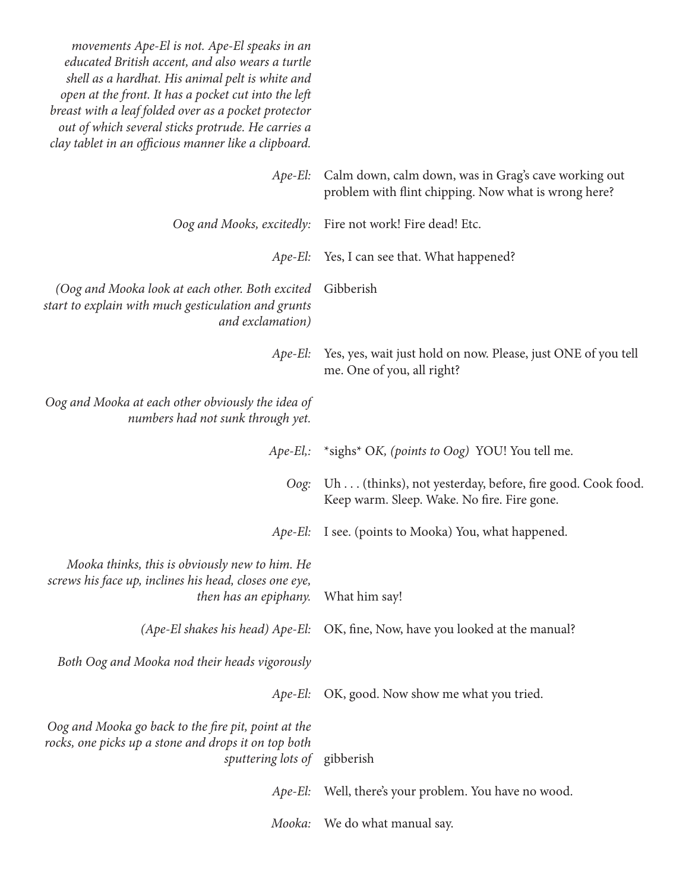*movements Ape-El is not. Ape-El speaks in an educated British accent, and also wears a turtle shell as a hardhat. His animal pelt is white and open at the front. It has a pocket cut into the left breast with a leaf folded over as a pocket protector out of which several sticks protrude. He carries a clay tablet in an officious manner like a clipboard.*

*Ape-El:* Calm down, calm down, was in Grag's cave working out problem with flint chipping. Now what is wrong here?

*Oog and Mooks, excitedly:* Fire not work! Fire dead! Etc.

*Ape-El:* Yes, I can see that. What happened?

*(Oog and Mooka look at each other. Both excited start to explain with much gesticulation and grunts and exclamation)* Gibberish

*Ape-El:* Yes, yes, wait just hold on now. Please, just ONE of you tell me. One of you, all right?

*Oog and Mooka at each other obviously the idea of numbers had not sunk through yet.*

*Ape-El,:* *sighs* O*K, (points to Oog)* YOU! You tell me.

*Oog:* Uh . . . (thinks), not yesterday, before, fire good. Cook food. Keep warm. Sleep. Wake. No fire. Fire gone.

*Ape-El:* I see. (points to Mooka) You, what happened.

*Mooka thinks, this is obviously new to him. He screws his face up, inclines his head, closes one eye, then has an epiphany.* What him say!

*(Ape-El shakes his head) Ape-El:* OK, fine, Now, have you looked at the manual?

*Both Oog and Mooka nod their heads vigorously*

*Ape-El:* OK, good. Now show me what you tried.

*Oog and Mooka go back to the fire pit, point at the rocks, one picks up a stone and drops it on top both sputtering lots of* gibberish

*Ape-El:* Well, there's your problem. You have no wood.

*Mooka:* We do what manual say.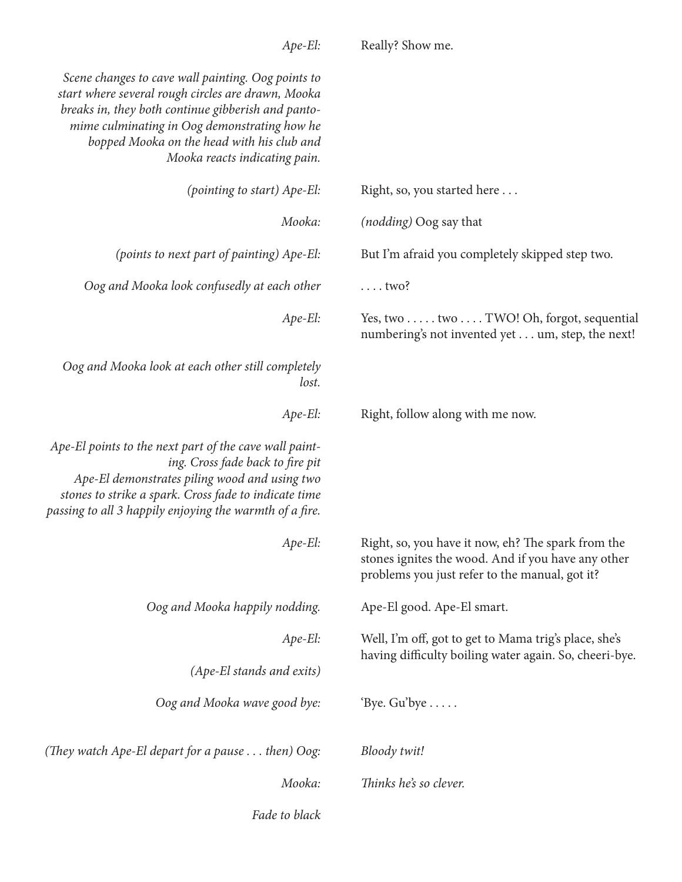*Ape-El:* Really? Show me.

*Scene changes to cave wall painting. Oog points to start where several rough circles are drawn, Mooka breaks in, they both continue gibberish and pantomime culminating in Oog demonstrating how he bopped Mooka on the head with his club and Mooka reacts indicating pain.*

*(pointing to start) Ape-El:* Right, so, you started here . . .

*Mooka:* *(nodding)* Oog say that

*(points to next part of painting) Ape-El:* But I'm afraid you completely skipped step two.

*Oog and Mooka look confusedly at each other* . . . . two?

*Ape-El:* Yes, two . . . . . two . . . . TWO! Oh, forgot, sequential numbering's not invented yet . . . um, step, the next!

*Oog and Mooka look at each other still completely lost.*

*Ape-El:* Right, follow along with me now.

*Ape-El points to the next part of the cave wall painting. Cross fade back to fire pit*
*Ape-El demonstrates piling wood and using two stones to strike a spark. Cross fade to indicate time passing to all 3 happily enjoying the warmth of a fire.*

*Ape-El:* Right, so, you have it now, eh? The spark from the stones ignites the wood. And if you have any other problems you just refer to the manual, got it?

*Oog and Mooka happily nodding.* Ape-El good. Ape-El smart.

*Ape-El:* Well, I'm off, got to get to Mama trig's place, she's having difficulty boiling water again. So, cheeri-bye.

*(Ape-El stands and exits)*

*Oog and Mooka wave good bye:* 'Bye. Gu'bye . . . . .

*(They watch Ape-El depart for a pause . . . then) Oog:* *Bloody twit!*

*Mooka:* *Thinks he's so clever.*

*Fade to black*